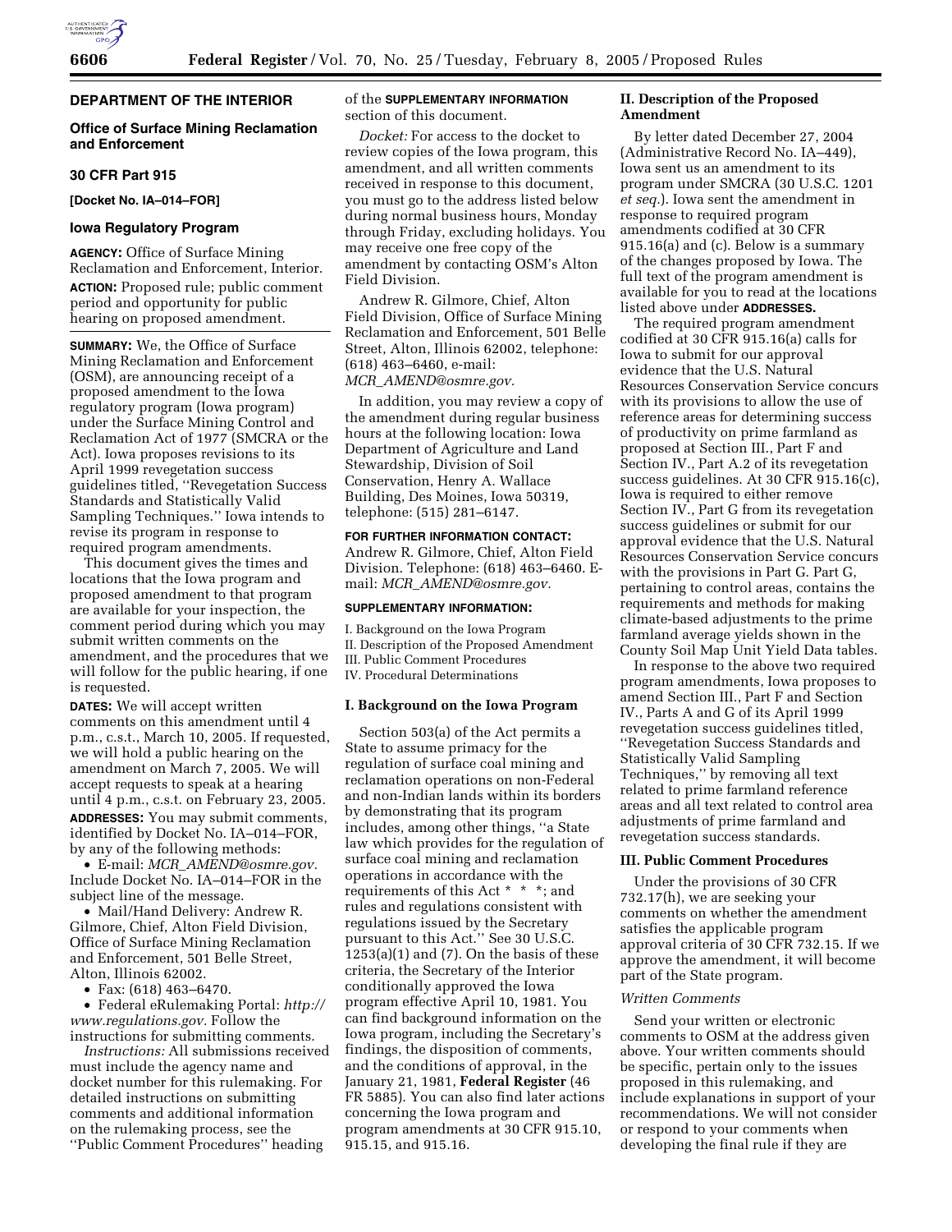## DEPARTMENT OF THE INTERIOR

### Office of Surface Mining Reclamation and Enforcement

### 30 CFR Part 915

**[Docket No. IA–014–FOR]**

### Iowa Regulatory Program

**AGENCY:** Office of Surface Mining Reclamation and Enforcement, Interior.

**ACTION:** Proposed rule; public comment period and opportunity for public hearing on proposed amendment.

**SUMMARY:** We, the Office of Surface Mining Reclamation and Enforcement (OSM), are announcing receipt of a proposed amendment to the Iowa regulatory program (Iowa program) under the Surface Mining Control and Reclamation Act of 1977 (SMCRA or the Act). Iowa proposes revisions to its April 1999 revegetation success guidelines titled, ''Revegetation Success Standards and Statistically Valid Sampling Techniques.'' Iowa intends to revise its program in response to required program amendments.

This document gives the times and locations that the Iowa program and proposed amendment to that program are available for your inspection, the comment period during which you may submit written comments on the amendment, and the procedures that we will follow for the public hearing, if one is requested.

**DATES:** We will accept written comments on this amendment until 4 p.m., c.s.t., March 10, 2005. If requested, we will hold a public hearing on the amendment on March 7, 2005. We will accept requests to speak at a hearing until 4 p.m., c.s.t. on February 23, 2005.

**ADDRESSES:** You may submit comments, identified by Docket No. IA–014–FOR, by any of the following methods:

- E-mail: *MCR_AMEND@osmre.gov.* Include Docket No. IA–014–FOR in the subject line of the message.
- Mail/Hand Delivery: Andrew R. Gilmore, Chief, Alton Field Division, Office of Surface Mining Reclamation and Enforcement, 501 Belle Street, Alton, Illinois 62002.
- Fax: (618) 463–6470.
- Federal eRulemaking Portal: *http://www.regulations.gov.* Follow the instructions for submitting comments.

*Instructions:* All submissions received must include the agency name and docket number for this rulemaking. For detailed instructions on submitting comments and additional information on the rulemaking process, see the ''Public Comment Procedures'' heading of the **SUPPLEMENTARY INFORMATION** section of this document.

*Docket:* For access to the docket to review copies of the Iowa program, this amendment, and all written comments received in response to this document, you must go to the address listed below during normal business hours, Monday through Friday, excluding holidays. You may receive one free copy of the amendment by contacting OSM's Alton Field Division.

Andrew R. Gilmore, Chief, Alton Field Division, Office of Surface Mining Reclamation and Enforcement, 501 Belle Street, Alton, Illinois 62002, telephone: (618) 463–6460, e-mail: *MCR_AMEND@osmre.gov.*

In addition, you may review a copy of the amendment during regular business hours at the following location: Iowa Department of Agriculture and Land Stewardship, Division of Soil Conservation, Henry A. Wallace Building, Des Moines, Iowa 50319, telephone: (515) 281–6147.

**FOR FURTHER INFORMATION CONTACT:** Andrew R. Gilmore, Chief, Alton Field Division. Telephone: (618) 463–6460. E-mail: *MCR_AMEND@osmre.gov.*

**SUPPLEMENTARY INFORMATION:**

I. Background on the Iowa Program
II. Description of the Proposed Amendment
III. Public Comment Procedures
IV. Procedural Determinations

### I. Background on the Iowa Program

Section 503(a) of the Act permits a State to assume primacy for the regulation of surface coal mining and reclamation operations on non-Federal and non-Indian lands within its borders by demonstrating that its program includes, among other things, ''a State law which provides for the regulation of surface coal mining and reclamation operations in accordance with the requirements of this Act * * *; and rules and regulations consistent with regulations issued by the Secretary pursuant to this Act.'' See 30 U.S.C. 1253(a)(1) and (7). On the basis of these criteria, the Secretary of the Interior conditionally approved the Iowa program effective April 10, 1981. You can find background information on the Iowa program, including the Secretary's findings, the disposition of comments, and the conditions of approval, in the January 21, 1981, **Federal Register** (46 FR 5885). You can also find later actions concerning the Iowa program and program amendments at 30 CFR 915.10, 915.15, and 915.16.

### II. Description of the Proposed Amendment

By letter dated December 27, 2004 (Administrative Record No. IA–449), Iowa sent us an amendment to its program under SMCRA (30 U.S.C. 1201 *et seq.*). Iowa sent the amendment in response to required program amendments codified at 30 CFR 915.16(a) and (c). Below is a summary of the changes proposed by Iowa. The full text of the program amendment is available for you to read at the locations listed above under **ADDRESSES.**

The required program amendment codified at 30 CFR 915.16(a) calls for Iowa to submit for our approval evidence that the U.S. Natural Resources Conservation Service concurs with its provisions to allow the use of reference areas for determining success of productivity on prime farmland as proposed at Section III., Part F and Section IV., Part A.2 of its revegetation success guidelines. At 30 CFR 915.16(c), Iowa is required to either remove Section IV., Part G from its revegetation success guidelines or submit for our approval evidence that the U.S. Natural Resources Conservation Service concurs with the provisions in Part G. Part G, pertaining to control areas, contains the requirements and methods for making climate-based adjustments to the prime farmland average yields shown in the County Soil Map Unit Yield Data tables.

In response to the above two required program amendments, Iowa proposes to amend Section III., Part F and Section IV., Parts A and G of its April 1999 revegetation success guidelines titled, ''Revegetation Success Standards and Statistically Valid Sampling Techniques,'' by removing all text related to prime farmland reference areas and all text related to control area adjustments of prime farmland and revegetation success standards.

### III. Public Comment Procedures

Under the provisions of 30 CFR 732.17(h), we are seeking your comments on whether the amendment satisfies the applicable program approval criteria of 30 CFR 732.15. If we approve the amendment, it will become part of the State program.

*Written Comments*

Send your written or electronic comments to OSM at the address given above. Your written comments should be specific, pertain only to the issues proposed in this rulemaking, and include explanations in support of your recommendations. We will not consider or respond to your comments when developing the final rule if they are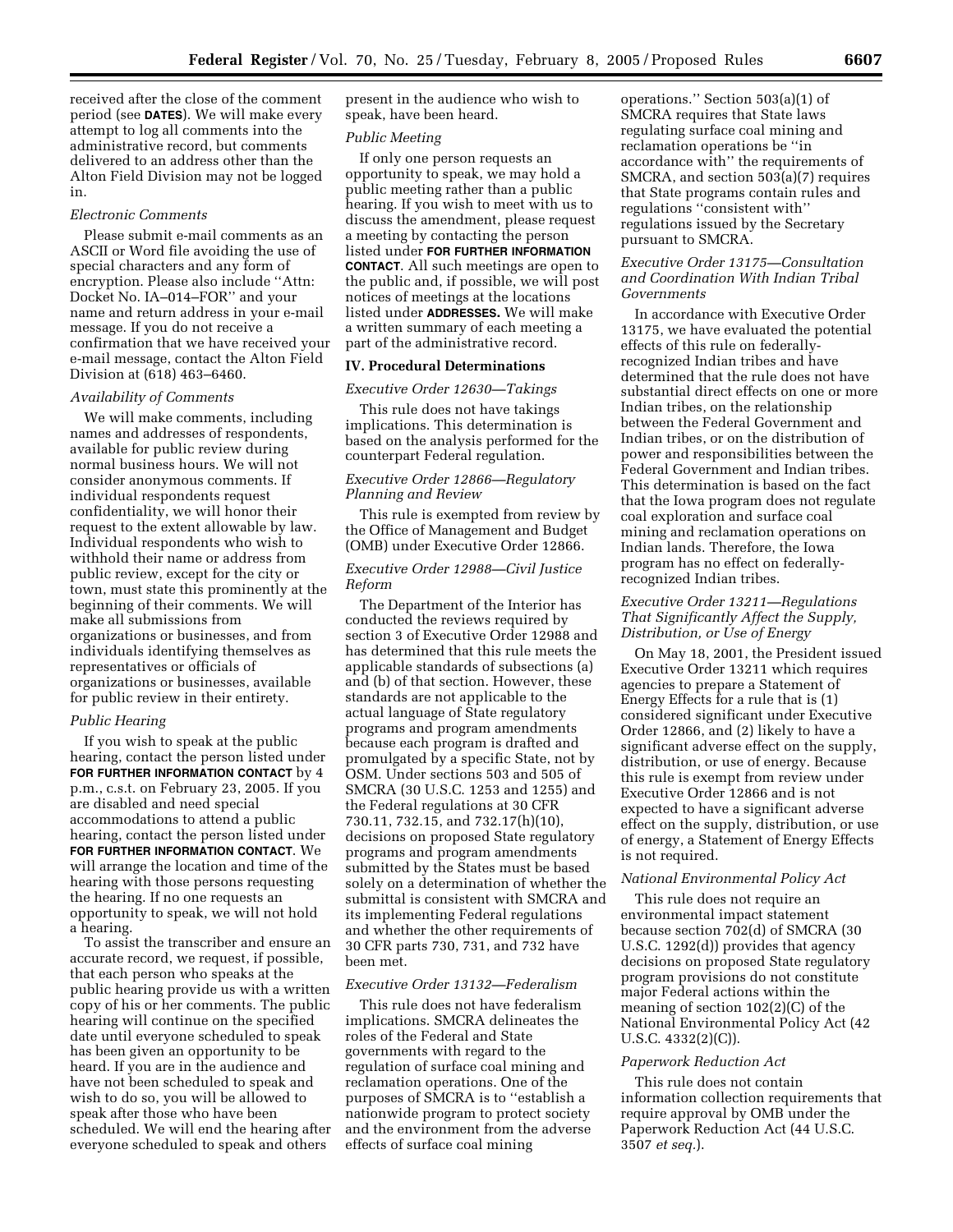received after the close of the comment period (see **DATES**). We will make every attempt to log all comments into the administrative record, but comments delivered to an address other than the Alton Field Division may not be logged in.

*Electronic Comments*

Please submit e-mail comments as an ASCII or Word file avoiding the use of special characters and any form of encryption. Please also include ''Attn: Docket No. IA–014–FOR'' and your name and return address in your e-mail message. If you do not receive a confirmation that we have received your e-mail message, contact the Alton Field Division at (618) 463–6460.

*Availability of Comments*

We will make comments, including names and addresses of respondents, available for public review during normal business hours. We will not consider anonymous comments. If individual respondents request confidentiality, we will honor their request to the extent allowable by law. Individual respondents who wish to withhold their name or address from public review, except for the city or town, must state this prominently at the beginning of their comments. We will make all submissions from organizations or businesses, and from individuals identifying themselves as representatives or officials of organizations or businesses, available for public review in their entirety.

*Public Hearing*

If you wish to speak at the public hearing, contact the person listed under **FOR FURTHER INFORMATION CONTACT** by 4 p.m., c.s.t. on February 23, 2005. If you are disabled and need special accommodations to attend a public hearing, contact the person listed under **FOR FURTHER INFORMATION CONTACT**. We will arrange the location and time of the hearing with those persons requesting the hearing. If no one requests an opportunity to speak, we will not hold a hearing.

To assist the transcriber and ensure an accurate record, we request, if possible, that each person who speaks at the public hearing provide us with a written copy of his or her comments. The public hearing will continue on the specified date until everyone scheduled to speak has been given an opportunity to be heard. If you are in the audience and have not been scheduled to speak and wish to do so, you will be allowed to speak after those who have been scheduled. We will end the hearing after everyone scheduled to speak and others present in the audience who wish to speak, have been heard.

*Public Meeting*

If only one person requests an opportunity to speak, we may hold a public meeting rather than a public hearing. If you wish to meet with us to discuss the amendment, please request a meeting by contacting the person listed under **FOR FURTHER INFORMATION CONTACT**. All such meetings are open to the public and, if possible, we will post notices of meetings at the locations listed under **ADDRESSES.** We will make a written summary of each meeting a part of the administrative record.

## IV. Procedural Determinations

*Executive Order 12630—Takings*

This rule does not have takings implications. This determination is based on the analysis performed for the counterpart Federal regulation.

*Executive Order 12866—Regulatory Planning and Review*

This rule is exempted from review by the Office of Management and Budget (OMB) under Executive Order 12866.

*Executive Order 12988—Civil Justice Reform*

The Department of the Interior has conducted the reviews required by section 3 of Executive Order 12988 and has determined that this rule meets the applicable standards of subsections (a) and (b) of that section. However, these standards are not applicable to the actual language of State regulatory programs and program amendments because each program is drafted and promulgated by a specific State, not by OSM. Under sections 503 and 505 of SMCRA (30 U.S.C. 1253 and 1255) and the Federal regulations at 30 CFR 730.11, 732.15, and 732.17(h)(10), decisions on proposed State regulatory programs and program amendments submitted by the States must be based solely on a determination of whether the submittal is consistent with SMCRA and its implementing Federal regulations and whether the other requirements of 30 CFR parts 730, 731, and 732 have been met.

*Executive Order 13132—Federalism*

This rule does not have federalism implications. SMCRA delineates the roles of the Federal and State governments with regard to the regulation of surface coal mining and reclamation operations. One of the purposes of SMCRA is to ''establish a nationwide program to protect society and the environment from the adverse effects of surface coal mining operations.'' Section 503(a)(1) of SMCRA requires that State laws regulating surface coal mining and reclamation operations be ''in accordance with'' the requirements of SMCRA, and section 503(a)(7) requires that State programs contain rules and regulations ''consistent with'' regulations issued by the Secretary pursuant to SMCRA.

*Executive Order 13175—Consultation and Coordination With Indian Tribal Governments*

In accordance with Executive Order 13175, we have evaluated the potential effects of this rule on federally-recognized Indian tribes and have determined that the rule does not have substantial direct effects on one or more Indian tribes, on the relationship between the Federal Government and Indian tribes, or on the distribution of power and responsibilities between the Federal Government and Indian tribes. This determination is based on the fact that the Iowa program does not regulate coal exploration and surface coal mining and reclamation operations on Indian lands. Therefore, the Iowa program has no effect on federally-recognized Indian tribes.

*Executive Order 13211—Regulations That Significantly Affect the Supply, Distribution, or Use of Energy*

On May 18, 2001, the President issued Executive Order 13211 which requires agencies to prepare a Statement of Energy Effects for a rule that is (1) considered significant under Executive Order 12866, and (2) likely to have a significant adverse effect on the supply, distribution, or use of energy. Because this rule is exempt from review under Executive Order 12866 and is not expected to have a significant adverse effect on the supply, distribution, or use of energy, a Statement of Energy Effects is not required.

*National Environmental Policy Act*

This rule does not require an environmental impact statement because section 702(d) of SMCRA (30 U.S.C. 1292(d)) provides that agency decisions on proposed State regulatory program provisions do not constitute major Federal actions within the meaning of section 102(2)(C) of the National Environmental Policy Act (42 U.S.C. 4332(2)(C)).

*Paperwork Reduction Act*

This rule does not contain information collection requirements that require approval by OMB under the Paperwork Reduction Act (44 U.S.C. 3507 *et seq.*).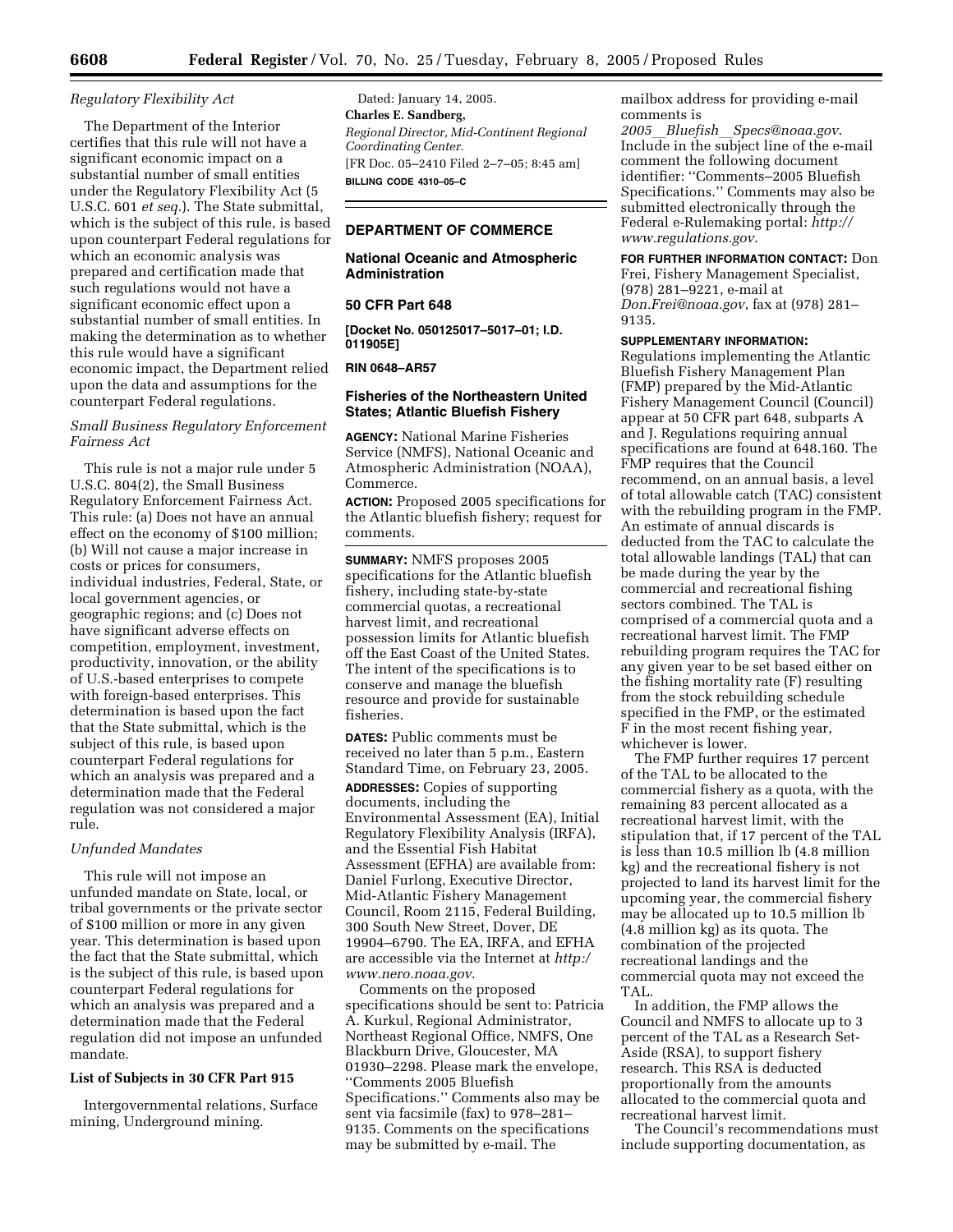*Regulatory Flexibility Act*

The Department of the Interior certifies that this rule will not have a significant economic impact on a substantial number of small entities under the Regulatory Flexibility Act (5 U.S.C. 601 *et seq.*). The State submittal, which is the subject of this rule, is based upon counterpart Federal regulations for which an economic analysis was prepared and certification made that such regulations would not have a significant economic effect upon a substantial number of small entities. In making the determination as to whether this rule would have a significant economic impact, the Department relied upon the data and assumptions for the counterpart Federal regulations.

*Small Business Regulatory Enforcement Fairness Act*

This rule is not a major rule under 5 U.S.C. 804(2), the Small Business Regulatory Enforcement Fairness Act. This rule: (a) Does not have an annual effect on the economy of $100 million; (b) Will not cause a major increase in costs or prices for consumers, individual industries, Federal, State, or local government agencies, or geographic regions; and (c) Does not have significant adverse effects on competition, employment, investment, productivity, innovation, or the ability of U.S.-based enterprises to compete with foreign-based enterprises. This determination is based upon the fact that the State submittal, which is the subject of this rule, is based upon counterpart Federal regulations for which an analysis was prepared and a determination made that the Federal regulation was not considered a major rule.

*Unfunded Mandates*

This rule will not impose an unfunded mandate on State, local, or tribal governments or the private sector of $100 million or more in any given year. This determination is based upon the fact that the State submittal, which is the subject of this rule, is based upon counterpart Federal regulations for which an analysis was prepared and a determination made that the Federal regulation did not impose an unfunded mandate.

**List of Subjects in 30 CFR Part 915**

Intergovernmental relations, Surface mining, Underground mining.

Dated: January 14, 2005.

**Charles E. Sandberg,**

*Regional Director, Mid-Continent Regional Coordinating Center.*

[FR Doc. 05–2410 Filed 2–7–05; 8:45 am]

**BILLING CODE 4310–05–C**

---

## DEPARTMENT OF COMMERCE

## National Oceanic and Atmospheric Administration

## 50 CFR Part 648

**[Docket No. 050125017–5017–01; I.D. 011905E]**

**RIN 0648–AR57**

## Fisheries of the Northeastern United States; Atlantic Bluefish Fishery

**AGENCY:** National Marine Fisheries Service (NMFS), National Oceanic and Atmospheric Administration (NOAA), Commerce.

**ACTION:** Proposed 2005 specifications for the Atlantic bluefish fishery; request for comments.

**SUMMARY:** NMFS proposes 2005 specifications for the Atlantic bluefish fishery, including state-by-state commercial quotas, a recreational harvest limit, and recreational possession limits for Atlantic bluefish off the East Coast of the United States. The intent of the specifications is to conserve and manage the bluefish resource and provide for sustainable fisheries.

**DATES:** Public comments must be received no later than 5 p.m., Eastern Standard Time, on February 23, 2005.

**ADDRESSES:** Copies of supporting documents, including the Environmental Assessment (EA), Initial Regulatory Flexibility Analysis (IRFA), and the Essential Fish Habitat Assessment (EFHA) are available from: Daniel Furlong, Executive Director, Mid-Atlantic Fishery Management Council, Room 2115, Federal Building, 300 South New Street, Dover, DE 19904–6790. The EA, IRFA, and EFHA are accessible via the Internet at *http://www.nero.noaa.gov*.

Comments on the proposed specifications should be sent to: Patricia A. Kurkul, Regional Administrator, Northeast Regional Office, NMFS, One Blackburn Drive, Gloucester, MA 01930–2298. Please mark the envelope, ''Comments 2005 Bluefish Specifications.'' Comments also may be sent via facsimile (fax) to 978–281–9135. Comments on the specifications may be submitted by e-mail. The mailbox address for providing e-mail comments is *2005_Bluefish_Specs@noaa.gov*. Include in the subject line of the e-mail comment the following document identifier: ''Comments–2005 Bluefish Specifications.'' Comments may also be submitted electronically through the Federal e-Rulemaking portal: *http://www.regulations.gov*.

**FOR FURTHER INFORMATION CONTACT:** Don Frei, Fishery Management Specialist, (978) 281–9221, e-mail at *Don.Frei@noaa.gov*, fax at (978) 281–9135.

**SUPPLEMENTARY INFORMATION:**

Regulations implementing the Atlantic Bluefish Fishery Management Plan (FMP) prepared by the Mid-Atlantic Fishery Management Council (Council) appear at 50 CFR part 648, subparts A and J. Regulations requiring annual specifications are found at 648.160. The FMP requires that the Council recommend, on an annual basis, a level of total allowable catch (TAC) consistent with the rebuilding program in the FMP. An estimate of annual discards is deducted from the TAC to calculate the total allowable landings (TAL) that can be made during the year by the commercial and recreational fishing sectors combined. The TAL is comprised of a commercial quota and a recreational harvest limit. The FMP rebuilding program requires the TAC for any given year to be set based either on the fishing mortality rate (F) resulting from the stock rebuilding schedule specified in the FMP, or the estimated F in the most recent fishing year, whichever is lower.

The FMP further requires 17 percent of the TAL to be allocated to the commercial fishery as a quota, with the remaining 83 percent allocated as a recreational harvest limit, with the stipulation that, if 17 percent of the TAL is less than 10.5 million lb (4.8 million kg) and the recreational fishery is not projected to land its harvest limit for the upcoming year, the commercial fishery may be allocated up to 10.5 million lb (4.8 million kg) as its quota. The combination of the projected recreational landings and the commercial quota may not exceed the TAL.

In addition, the FMP allows the Council and NMFS to allocate up to 3 percent of the TAL as a Research Set-Aside (RSA), to support fishery research. This RSA is deducted proportionally from the amounts allocated to the commercial quota and recreational harvest limit.

The Council's recommendations must include supporting documentation, as